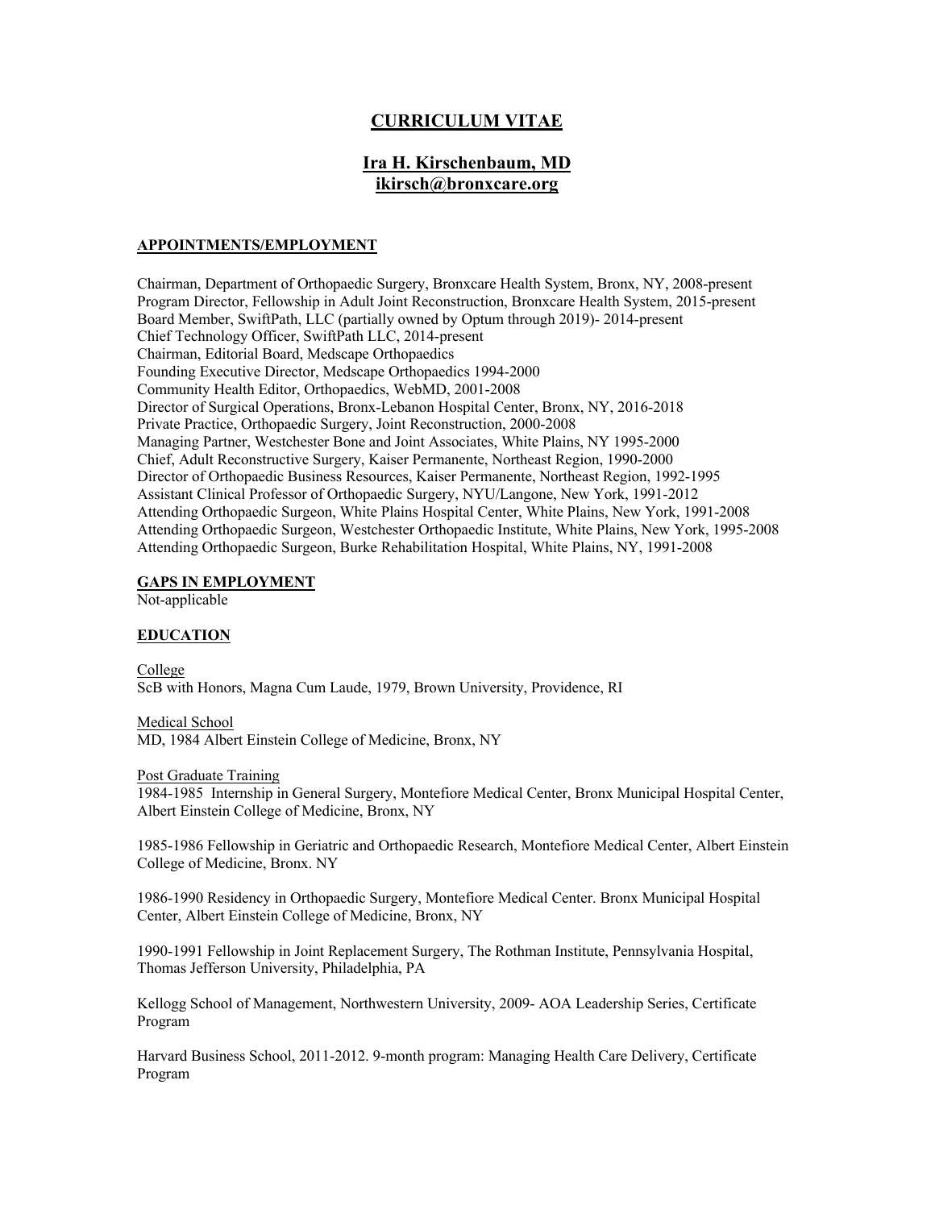# CURRICULUM VITAE

## Ira H. Kirschenbaum, MD
**ikirsch@bronxcare.org**

### APPOINTMENTS/EMPLOYMENT

Chairman, Department of Orthopaedic Surgery, Bronxcare Health System, Bronx, NY, 2008-present
Program Director, Fellowship in Adult Joint Reconstruction, Bronxcare Health System, 2015-present
Board Member, SwiftPath, LLC (partially owned by Optum through 2019)- 2014-present
Chief Technology Officer, SwiftPath LLC, 2014-present
Chairman, Editorial Board, Medscape Orthopaedics
Founding Executive Director, Medscape Orthopaedics 1994-2000
Community Health Editor, Orthopaedics, WebMD, 2001-2008
Director of Surgical Operations, Bronx-Lebanon Hospital Center, Bronx, NY, 2016-2018
Private Practice, Orthopaedic Surgery, Joint Reconstruction, 2000-2008
Managing Partner, Westchester Bone and Joint Associates, White Plains, NY 1995-2000
Chief, Adult Reconstructive Surgery, Kaiser Permanente, Northeast Region, 1990-2000
Director of Orthopaedic Business Resources, Kaiser Permanente, Northeast Region, 1992-1995
Assistant Clinical Professor of Orthopaedic Surgery, NYU/Langone, New York, 1991-2012
Attending Orthopaedic Surgeon, White Plains Hospital Center, White Plains, New York, 1991-2008
Attending Orthopaedic Surgeon, Westchester Orthopaedic Institute, White Plains, New York, 1995-2008
Attending Orthopaedic Surgeon, Burke Rehabilitation Hospital, White Plains, NY, 1991-2008

### GAPS IN EMPLOYMENT

Not-applicable

### EDUCATION

College
ScB with Honors, Magna Cum Laude, 1979, Brown University, Providence, RI

Medical School
MD, 1984 Albert Einstein College of Medicine, Bronx, NY

Post Graduate Training
1984-1985 Internship in General Surgery, Montefiore Medical Center, Bronx Municipal Hospital Center, Albert Einstein College of Medicine, Bronx, NY

1985-1986 Fellowship in Geriatric and Orthopaedic Research, Montefiore Medical Center, Albert Einstein College of Medicine, Bronx. NY

1986-1990 Residency in Orthopaedic Surgery, Montefiore Medical Center. Bronx Municipal Hospital Center, Albert Einstein College of Medicine, Bronx, NY

1990-1991 Fellowship in Joint Replacement Surgery, The Rothman Institute, Pennsylvania Hospital, Thomas Jefferson University, Philadelphia, PA

Kellogg School of Management, Northwestern University, 2009- AOA Leadership Series, Certificate Program

Harvard Business School, 2011-2012. 9-month program: Managing Health Care Delivery, Certificate Program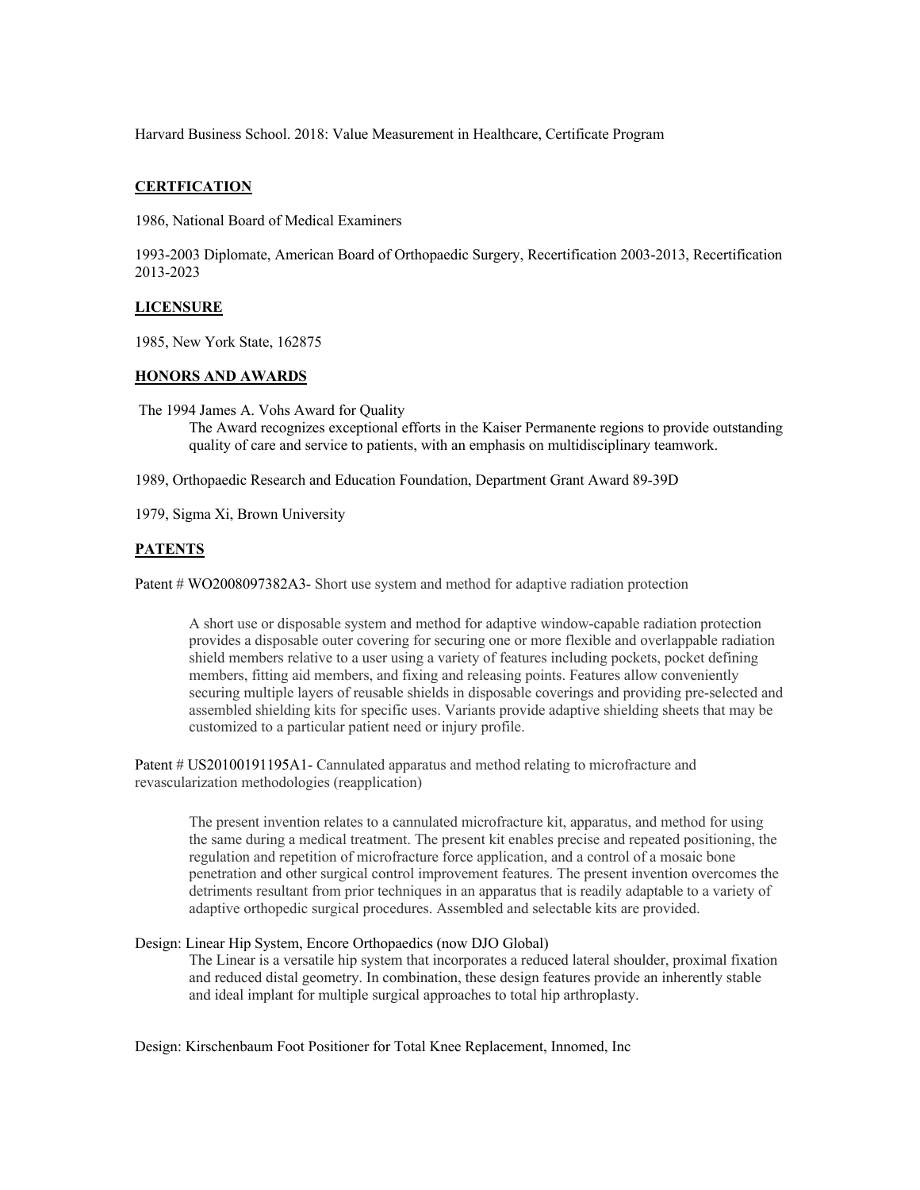Harvard Business School. 2018: Value Measurement in Healthcare, Certificate Program

## CERTFICATION

1986, National Board of Medical Examiners

1993-2003 Diplomate, American Board of Orthopaedic Surgery, Recertification 2003-2013, Recertification 2013-2023

## LICENSURE

1985, New York State, 162875

## HONORS AND AWARDS

The 1994 James A. Vohs Award for Quality

> The Award recognizes exceptional efforts in the Kaiser Permanente regions to provide outstanding quality of care and service to patients, with an emphasis on multidisciplinary teamwork.

1989, Orthopaedic Research and Education Foundation, Department Grant Award 89-39D

1979, Sigma Xi, Brown University

## PATENTS

Patent # WO2008097382A3- Short use system and method for adaptive radiation protection

> A short use or disposable system and method for adaptive window-capable radiation protection provides a disposable outer covering for securing one or more flexible and overlappable radiation shield members relative to a user using a variety of features including pockets, pocket defining members, fitting aid members, and fixing and releasing points. Features allow conveniently securing multiple layers of reusable shields in disposable coverings and providing pre-selected and assembled shielding kits for specific uses. Variants provide adaptive shielding sheets that may be customized to a particular patient need or injury profile.

Patent # US20100191195A1- Cannulated apparatus and method relating to microfracture and revascularization methodologies (reapplication)

> The present invention relates to a cannulated microfracture kit, apparatus, and method for using the same during a medical treatment. The present kit enables precise and repeated positioning, the regulation and repetition of microfracture force application, and a control of a mosaic bone penetration and other surgical control improvement features. The present invention overcomes the detriments resultant from prior techniques in an apparatus that is readily adaptable to a variety of adaptive orthopedic surgical procedures. Assembled and selectable kits are provided.

Design: Linear Hip System, Encore Orthopaedics (now DJO Global)

> The Linear is a versatile hip system that incorporates a reduced lateral shoulder, proximal fixation and reduced distal geometry. In combination, these design features provide an inherently stable and ideal implant for multiple surgical approaches to total hip arthroplasty.

Design: Kirschenbaum Foot Positioner for Total Knee Replacement, Innomed, Inc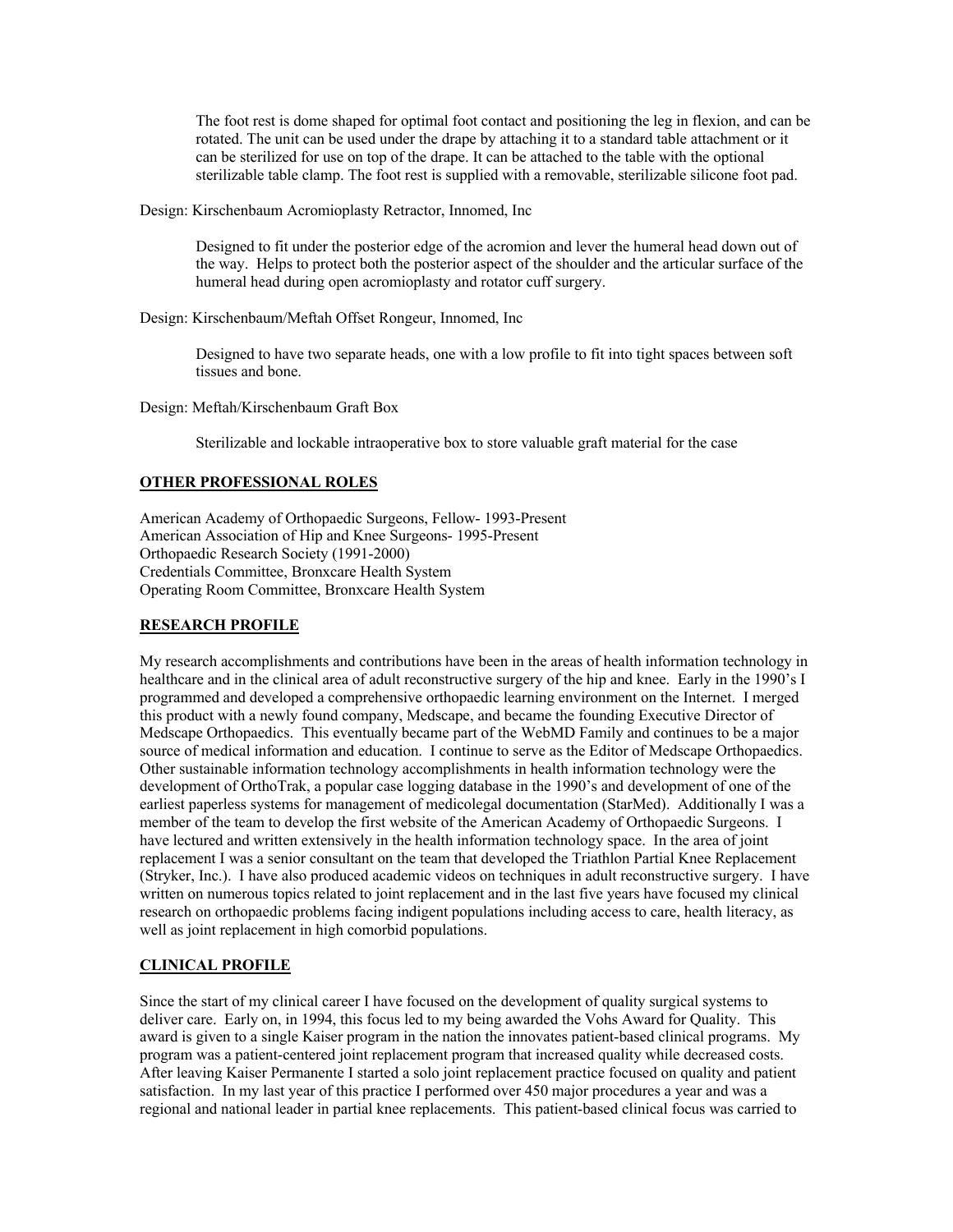The foot rest is dome shaped for optimal foot contact and positioning the leg in flexion, and can be rotated. The unit can be used under the drape by attaching it to a standard table attachment or it can be sterilized for use on top of the drape. It can be attached to the table with the optional sterilizable table clamp. The foot rest is supplied with a removable, sterilizable silicone foot pad.

Design: Kirschenbaum Acromioplasty Retractor, Innomed, Inc

Designed to fit under the posterior edge of the acromion and lever the humeral head down out of the way. Helps to protect both the posterior aspect of the shoulder and the articular surface of the humeral head during open acromioplasty and rotator cuff surgery.

Design: Kirschenbaum/Meftah Offset Rongeur, Innomed, Inc

Designed to have two separate heads, one with a low profile to fit into tight spaces between soft tissues and bone.

Design: Meftah/Kirschenbaum Graft Box

Sterilizable and lockable intraoperative box to store valuable graft material for the case

## OTHER PROFESSIONAL ROLES

American Academy of Orthopaedic Surgeons, Fellow- 1993-Present
American Association of Hip and Knee Surgeons- 1995-Present
Orthopaedic Research Society (1991-2000)
Credentials Committee, Bronxcare Health System
Operating Room Committee, Bronxcare Health System

## RESEARCH PROFILE

My research accomplishments and contributions have been in the areas of health information technology in healthcare and in the clinical area of adult reconstructive surgery of the hip and knee. Early in the 1990's I programmed and developed a comprehensive orthopaedic learning environment on the Internet. I merged this product with a newly found company, Medscape, and became the founding Executive Director of Medscape Orthopaedics. This eventually became part of the WebMD Family and continues to be a major source of medical information and education. I continue to serve as the Editor of Medscape Orthopaedics. Other sustainable information technology accomplishments in health information technology were the development of OrthoTrak, a popular case logging database in the 1990's and development of one of the earliest paperless systems for management of medicolegal documentation (StarMed). Additionally I was a member of the team to develop the first website of the American Academy of Orthopaedic Surgeons. I have lectured and written extensively in the health information technology space. In the area of joint replacement I was a senior consultant on the team that developed the Triathlon Partial Knee Replacement (Stryker, Inc.). I have also produced academic videos on techniques in adult reconstructive surgery. I have written on numerous topics related to joint replacement and in the last five years have focused my clinical research on orthopaedic problems facing indigent populations including access to care, health literacy, as well as joint replacement in high comorbid populations.

## CLINICAL PROFILE

Since the start of my clinical career I have focused on the development of quality surgical systems to deliver care. Early on, in 1994, this focus led to my being awarded the Vohs Award for Quality. This award is given to a single Kaiser program in the nation the innovates patient-based clinical programs. My program was a patient-centered joint replacement program that increased quality while decreased costs. After leaving Kaiser Permanente I started a solo joint replacement practice focused on quality and patient satisfaction. In my last year of this practice I performed over 450 major procedures a year and was a regional and national leader in partial knee replacements. This patient-based clinical focus was carried to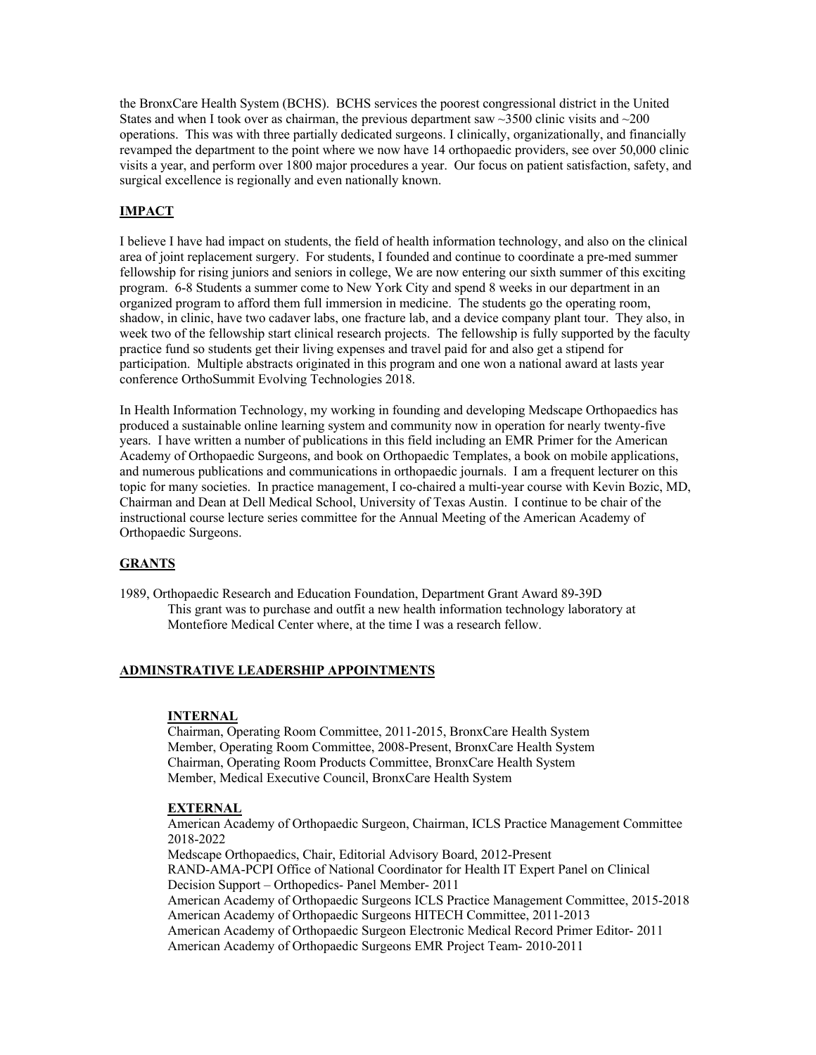the BronxCare Health System (BCHS). BCHS services the poorest congressional district in the United States and when I took over as chairman, the previous department saw ~3500 clinic visits and ~200 operations. This was with three partially dedicated surgeons. I clinically, organizationally, and financially revamped the department to the point where we now have 14 orthopaedic providers, see over 50,000 clinic visits a year, and perform over 1800 major procedures a year. Our focus on patient satisfaction, safety, and surgical excellence is regionally and even nationally known.

## IMPACT

I believe I have had impact on students, the field of health information technology, and also on the clinical area of joint replacement surgery. For students, I founded and continue to coordinate a pre-med summer fellowship for rising juniors and seniors in college, We are now entering our sixth summer of this exciting program. 6-8 Students a summer come to New York City and spend 8 weeks in our department in an organized program to afford them full immersion in medicine. The students go the operating room, shadow, in clinic, have two cadaver labs, one fracture lab, and a device company plant tour. They also, in week two of the fellowship start clinical research projects. The fellowship is fully supported by the faculty practice fund so students get their living expenses and travel paid for and also get a stipend for participation. Multiple abstracts originated in this program and one won a national award at lasts year conference OrthoSummit Evolving Technologies 2018.

In Health Information Technology, my working in founding and developing Medscape Orthopaedics has produced a sustainable online learning system and community now in operation for nearly twenty-five years. I have written a number of publications in this field including an EMR Primer for the American Academy of Orthopaedic Surgeons, and book on Orthopaedic Templates, a book on mobile applications, and numerous publications and communications in orthopaedic journals. I am a frequent lecturer on this topic for many societies. In practice management, I co-chaired a multi-year course with Kevin Bozic, MD, Chairman and Dean at Dell Medical School, University of Texas Austin. I continue to be chair of the instructional course lecture series committee for the Annual Meeting of the American Academy of Orthopaedic Surgeons.

## GRANTS

1989, Orthopaedic Research and Education Foundation, Department Grant Award 89-39D
This grant was to purchase and outfit a new health information technology laboratory at Montefiore Medical Center where, at the time I was a research fellow.

## ADMINSTRATIVE LEADERSHIP APPOINTMENTS

### INTERNAL

Chairman, Operating Room Committee, 2011-2015, BronxCare Health System
Member, Operating Room Committee, 2008-Present, BronxCare Health System
Chairman, Operating Room Products Committee, BronxCare Health System
Member, Medical Executive Council, BronxCare Health System

### EXTERNAL

American Academy of Orthopaedic Surgeon, Chairman, ICLS Practice Management Committee 2018-2022
Medscape Orthopaedics, Chair, Editorial Advisory Board, 2012-Present
RAND-AMA-PCPI Office of National Coordinator for Health IT Expert Panel on Clinical Decision Support – Orthopedics- Panel Member- 2011
American Academy of Orthopaedic Surgeons ICLS Practice Management Committee, 2015-2018
American Academy of Orthopaedic Surgeons HITECH Committee, 2011-2013
American Academy of Orthopaedic Surgeon Electronic Medical Record Primer Editor- 2011
American Academy of Orthopaedic Surgeons EMR Project Team- 2010-2011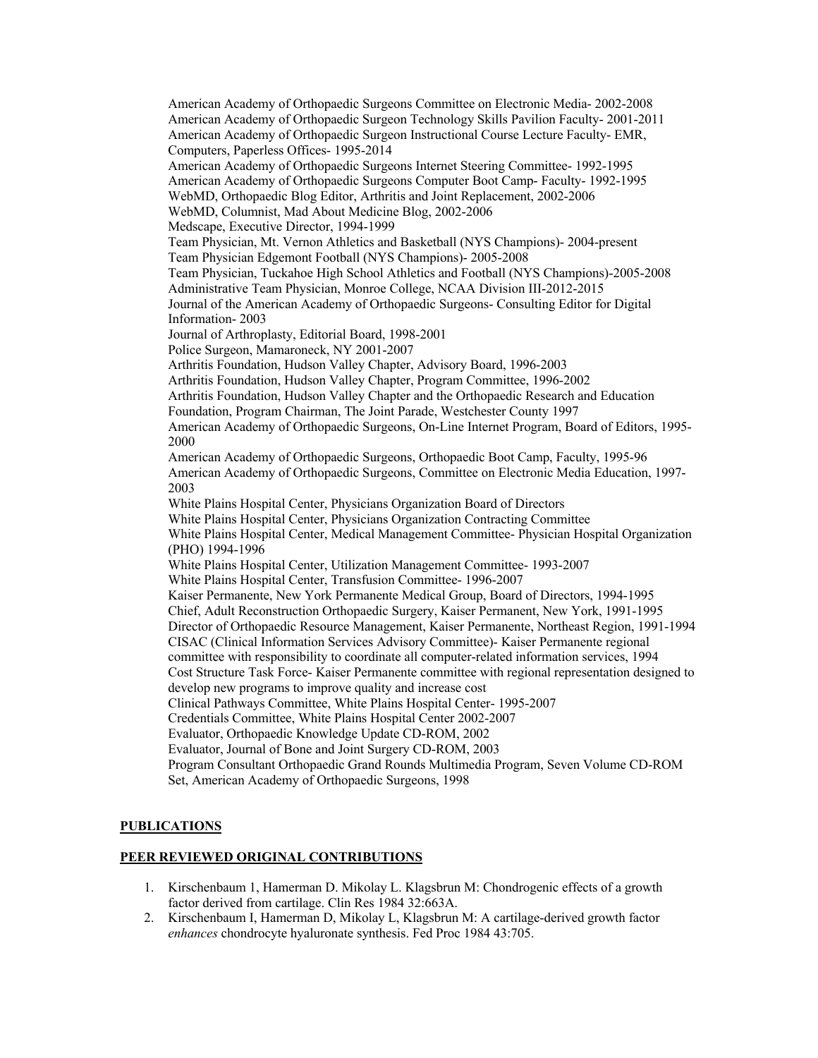American Academy of Orthopaedic Surgeons Committee on Electronic Media- 2002-2008
American Academy of Orthopaedic Surgeon Technology Skills Pavilion Faculty- 2001-2011
American Academy of Orthopaedic Surgeon Instructional Course Lecture Faculty- EMR, Computers, Paperless Offices- 1995-2014
American Academy of Orthopaedic Surgeons Internet Steering Committee- 1992-1995
American Academy of Orthopaedic Surgeons Computer Boot Camp- Faculty- 1992-1995
WebMD, Orthopaedic Blog Editor, Arthritis and Joint Replacement, 2002-2006
WebMD, Columnist, Mad About Medicine Blog, 2002-2006
Medscape, Executive Director, 1994-1999
Team Physician, Mt. Vernon Athletics and Basketball (NYS Champions)- 2004-present
Team Physician Edgemont Football (NYS Champions)- 2005-2008
Team Physician, Tuckahoe High School Athletics and Football (NYS Champions)-2005-2008
Administrative Team Physician, Monroe College, NCAA Division III-2012-2015
Journal of the American Academy of Orthopaedic Surgeons- Consulting Editor for Digital Information- 2003
Journal of Arthroplasty, Editorial Board, 1998-2001
Police Surgeon, Mamaroneck, NY 2001-2007
Arthritis Foundation, Hudson Valley Chapter, Advisory Board, 1996-2003
Arthritis Foundation, Hudson Valley Chapter, Program Committee, 1996-2002
Arthritis Foundation, Hudson Valley Chapter and the Orthopaedic Research and Education Foundation, Program Chairman, The Joint Parade, Westchester County 1997
American Academy of Orthopaedic Surgeons, On-Line Internet Program, Board of Editors, 1995-2000
American Academy of Orthopaedic Surgeons, Orthopaedic Boot Camp, Faculty, 1995-96
American Academy of Orthopaedic Surgeons, Committee on Electronic Media Education, 1997-2003
White Plains Hospital Center, Physicians Organization Board of Directors
White Plains Hospital Center, Physicians Organization Contracting Committee
White Plains Hospital Center, Medical Management Committee- Physician Hospital Organization (PHO) 1994-1996
White Plains Hospital Center, Utilization Management Committee- 1993-2007
White Plains Hospital Center, Transfusion Committee- 1996-2007
Kaiser Permanente, New York Permanente Medical Group, Board of Directors, 1994-1995
Chief, Adult Reconstruction Orthopaedic Surgery, Kaiser Permanent, New York, 1991-1995
Director of Orthopaedic Resource Management, Kaiser Permanente, Northeast Region, 1991-1994
CISAC (Clinical Information Services Advisory Committee)- Kaiser Permanente regional committee with responsibility to coordinate all computer-related information services, 1994
Cost Structure Task Force- Kaiser Permanente committee with regional representation designed to develop new programs to improve quality and increase cost
Clinical Pathways Committee, White Plains Hospital Center- 1995-2007
Credentials Committee, White Plains Hospital Center 2002-2007
Evaluator, Orthopaedic Knowledge Update CD-ROM, 2002
Evaluator, Journal of Bone and Joint Surgery CD-ROM, 2003
Program Consultant Orthopaedic Grand Rounds Multimedia Program, Seven Volume CD-ROM Set, American Academy of Orthopaedic Surgeons, 1998

**PUBLICATIONS**

**PEER REVIEWED ORIGINAL CONTRIBUTIONS**

1. Kirschenbaum 1, Hamerman D. Mikolay L. Klagsbrun M: Chondrogenic effects of a growth factor derived from cartilage. Clin Res 1984 32:663A.
2. Kirschenbaum I, Hamerman D, Mikolay L, Klagsbrun M: A cartilage-derived growth factor *enhances* chondrocyte hyaluronate synthesis. Fed Proc 1984 43:705.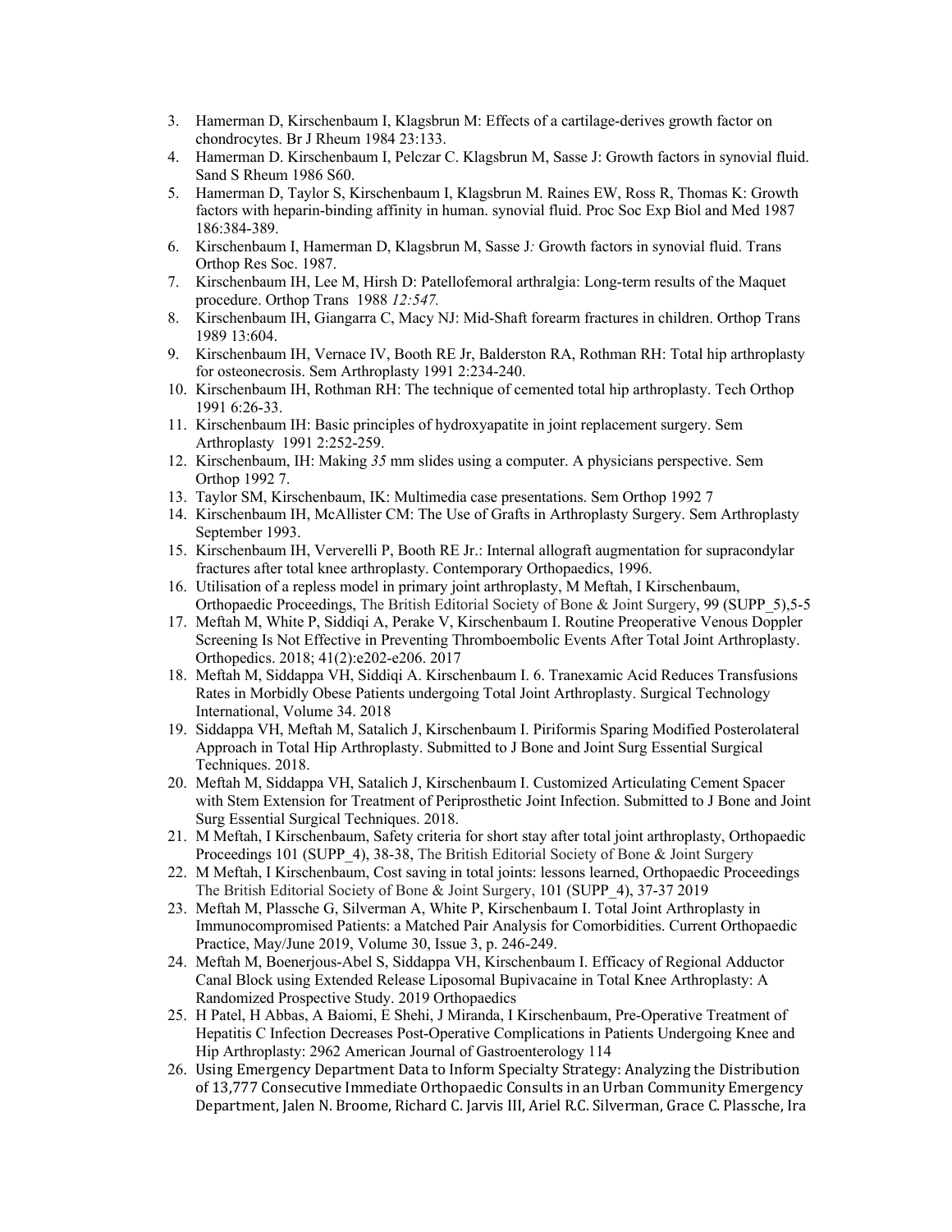3. Hamerman D, Kirschenbaum I, Klagsbrun M: Effects of a cartilage-derives growth factor on chondrocytes. Br J Rheum 1984 23:133.
4. Hamerman D. Kirschenbaum I, Pelczar C. Klagsbrun M, Sasse J: Growth factors in synovial fluid. Sand S Rheum 1986 S60.
5. Hamerman D, Taylor S, Kirschenbaum I, Klagsbrun M. Raines EW, Ross R, Thomas K: Growth factors with heparin-binding affinity in human. synovial fluid. Proc Soc Exp Biol and Med 1987 186:384-389.
6. Kirschenbaum I, Hamerman D, Klagsbrun M, Sasse J*:* Growth factors in synovial fluid. Trans Orthop Res Soc. 1987.
7. Kirschenbaum IH, Lee M, Hirsh D: Patellofemoral arthralgia: Long-term results of the Maquet procedure. Orthop Trans 1988 *12:547.*
8. Kirschenbaum IH, Giangarra C, Macy NJ: Mid-Shaft forearm fractures in children. Orthop Trans 1989 13:604.
9. Kirschenbaum IH, Vernace IV, Booth RE Jr, Balderston RA, Rothman RH: Total hip arthroplasty for osteonecrosis. Sem Arthroplasty 1991 2:234-240.
10. Kirschenbaum IH, Rothman RH: The technique of cemented total hip arthroplasty. Tech Orthop 1991 6:26-33.
11. Kirschenbaum IH: Basic principles of hydroxyapatite in joint replacement surgery. Sem Arthroplasty 1991 2:252-259.
12. Kirschenbaum, IH: Making *35* mm slides using a computer. A physicians perspective. Sem Orthop 1992 7.
13. Taylor SM, Kirschenbaum, IK: Multimedia case presentations. Sem Orthop 1992 7
14. Kirschenbaum IH, McAllister CM: The Use of Grafts in Arthroplasty Surgery. Sem Arthroplasty September 1993.
15. Kirschenbaum IH, Ververelli P, Booth RE Jr.: Internal allograft augmentation for supracondylar fractures after total knee arthroplasty. Contemporary Orthopaedics, 1996.
16. Utilisation of a repless model in primary joint arthroplasty, M Meftah, I Kirschenbaum, Orthopaedic Proceedings, The British Editorial Society of Bone & Joint Surgery, 99 (SUPP_5),5-5
17. Meftah M, White P, Siddiqi A, Perake V, Kirschenbaum I. Routine Preoperative Venous Doppler Screening Is Not Effective in Preventing Thromboembolic Events After Total Joint Arthroplasty. Orthopedics. 2018; 41(2):e202-e206. 2017
18. Meftah M, Siddappa VH, Siddiqi A. Kirschenbaum I. 6. Tranexamic Acid Reduces Transfusions Rates in Morbidly Obese Patients undergoing Total Joint Arthroplasty. Surgical Technology International, Volume 34. 2018
19. Siddappa VH, Meftah M, Satalich J, Kirschenbaum I. Piriformis Sparing Modified Posterolateral Approach in Total Hip Arthroplasty. Submitted to J Bone and Joint Surg Essential Surgical Techniques. 2018.
20. Meftah M, Siddappa VH, Satalich J, Kirschenbaum I. Customized Articulating Cement Spacer with Stem Extension for Treatment of Periprosthetic Joint Infection. Submitted to J Bone and Joint Surg Essential Surgical Techniques. 2018.
21. M Meftah, I Kirschenbaum, Safety criteria for short stay after total joint arthroplasty, Orthopaedic Proceedings 101 (SUPP_4), 38-38, The British Editorial Society of Bone & Joint Surgery
22. M Meftah, I Kirschenbaum, Cost saving in total joints: lessons learned, Orthopaedic Proceedings The British Editorial Society of Bone & Joint Surgery, 101 (SUPP_4), 37-37 2019
23. Meftah M, Plassche G, Silverman A, White P, Kirschenbaum I. Total Joint Arthroplasty in Immunocompromised Patients: a Matched Pair Analysis for Comorbidities. Current Orthopaedic Practice, May/June 2019, Volume 30, Issue 3, p. 246-249.
24. Meftah M, Boenerjous-Abel S, Siddappa VH, Kirschenbaum I. Efficacy of Regional Adductor Canal Block using Extended Release Liposomal Bupivacaine in Total Knee Arthroplasty: A Randomized Prospective Study. 2019 Orthopaedics
25. H Patel, H Abbas, A Baiomi, E Shehi, J Miranda, I Kirschenbaum, Pre-Operative Treatment of Hepatitis C Infection Decreases Post-Operative Complications in Patients Undergoing Knee and Hip Arthroplasty: 2962 American Journal of Gastroenterology 114
26. Using Emergency Department Data to Inform Specialty Strategy: Analyzing the Distribution of 13,777 Consecutive Immediate Orthopaedic Consults in an Urban Community Emergency Department, Jalen N. Broome, Richard C. Jarvis III, Ariel R.C. Silverman, Grace C. Plassche, Ira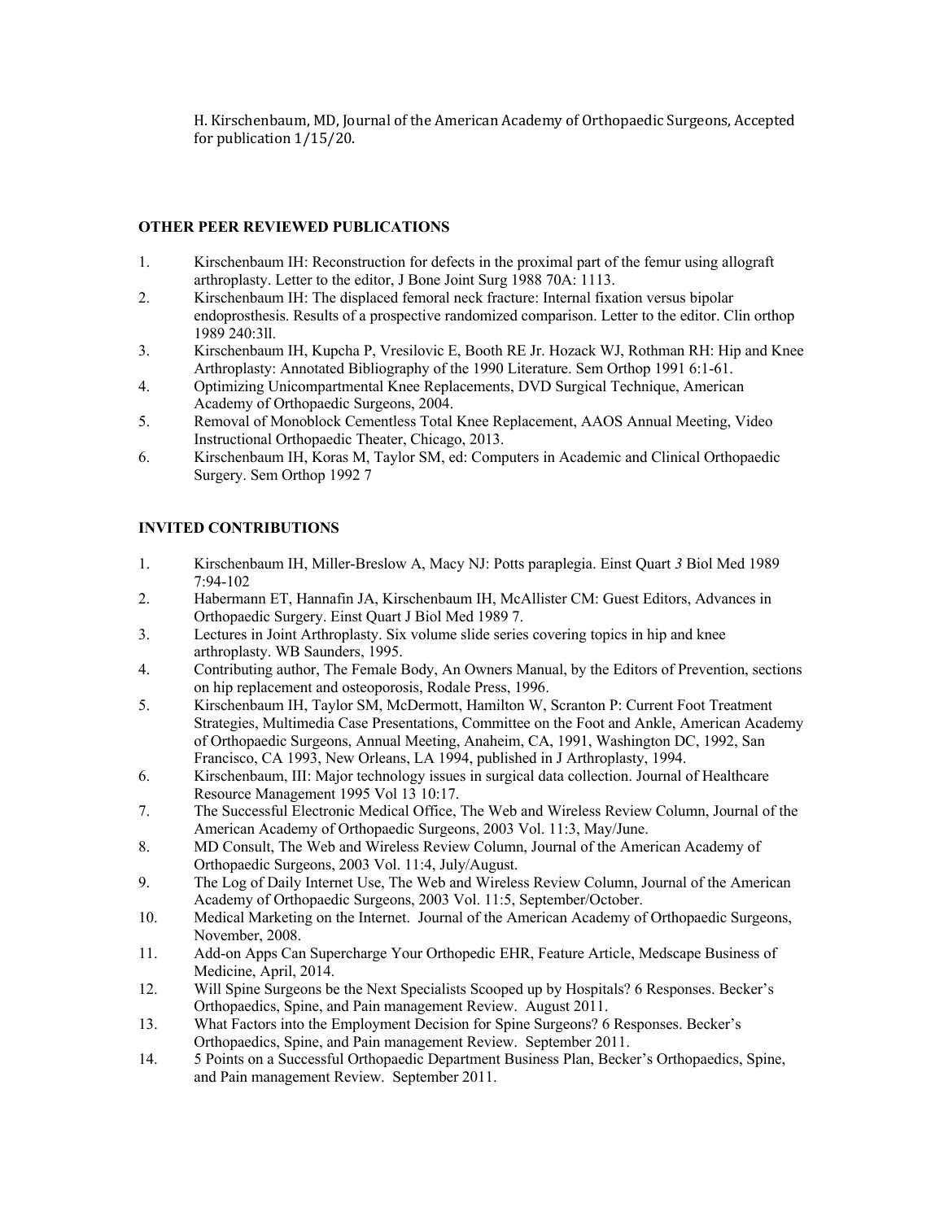H. Kirschenbaum, MD, Journal of the American Academy of Orthopaedic Surgeons, Accepted for publication 1/15/20.

## OTHER PEER REVIEWED PUBLICATIONS

1. Kirschenbaum IH: Reconstruction for defects in the proximal part of the femur using allograft arthroplasty. Letter to the editor, J Bone Joint Surg 1988 70A: 1113.
2. Kirschenbaum IH: The displaced femoral neck fracture: Internal fixation versus bipolar endoprosthesis. Results of a prospective randomized comparison. Letter to the editor. Clin orthop 1989 240:3ll.
3. Kirschenbaum IH, Kupcha P, Vresilovic E, Booth RE Jr. Hozack WJ, Rothman RH: Hip and Knee Arthroplasty: Annotated Bibliography of the 1990 Literature. Sem Orthop 1991 6:1-61.
4. Optimizing Unicompartmental Knee Replacements, DVD Surgical Technique, American Academy of Orthopaedic Surgeons, 2004.
5. Removal of Monoblock Cementless Total Knee Replacement, AAOS Annual Meeting, Video Instructional Orthopaedic Theater, Chicago, 2013.
6. Kirschenbaum IH, Koras M, Taylor SM, ed: Computers in Academic and Clinical Orthopaedic Surgery. Sem Orthop 1992 7

## INVITED CONTRIBUTIONS

1. Kirschenbaum IH, Miller-Breslow A, Macy NJ: Potts paraplegia. Einst Quart *3* Biol Med 1989 7:94-102
2. Habermann ET, Hannafin JA, Kirschenbaum IH, McAllister CM: Guest Editors, Advances in Orthopaedic Surgery. Einst Quart J Biol Med 1989 7.
3. Lectures in Joint Arthroplasty. Six volume slide series covering topics in hip and knee arthroplasty. WB Saunders, 1995.
4. Contributing author, The Female Body, An Owners Manual, by the Editors of Prevention, sections on hip replacement and osteoporosis, Rodale Press, 1996.
5. Kirschenbaum IH, Taylor SM, McDermott, Hamilton W, Scranton P: Current Foot Treatment Strategies, Multimedia Case Presentations, Committee on the Foot and Ankle, American Academy of Orthopaedic Surgeons, Annual Meeting, Anaheim, CA, 1991, Washington DC, 1992, San Francisco, CA 1993, New Orleans, LA 1994, published in J Arthroplasty, 1994.
6. Kirschenbaum, III: Major technology issues in surgical data collection. Journal of Healthcare Resource Management 1995 Vol 13 10:17.
7. The Successful Electronic Medical Office, The Web and Wireless Review Column, Journal of the American Academy of Orthopaedic Surgeons, 2003 Vol. 11:3, May/June.
8. MD Consult, The Web and Wireless Review Column, Journal of the American Academy of Orthopaedic Surgeons, 2003 Vol. 11:4, July/August.
9. The Log of Daily Internet Use, The Web and Wireless Review Column, Journal of the American Academy of Orthopaedic Surgeons, 2003 Vol. 11:5, September/October.
10. Medical Marketing on the Internet. Journal of the American Academy of Orthopaedic Surgeons, November, 2008.
11. Add-on Apps Can Supercharge Your Orthopedic EHR, Feature Article, Medscape Business of Medicine, April, 2014.
12. Will Spine Surgeons be the Next Specialists Scooped up by Hospitals? 6 Responses. Becker's Orthopaedics, Spine, and Pain management Review. August 2011.
13. What Factors into the Employment Decision for Spine Surgeons? 6 Responses. Becker's Orthopaedics, Spine, and Pain management Review. September 2011.
14. 5 Points on a Successful Orthopaedic Department Business Plan, Becker's Orthopaedics, Spine, and Pain management Review. September 2011.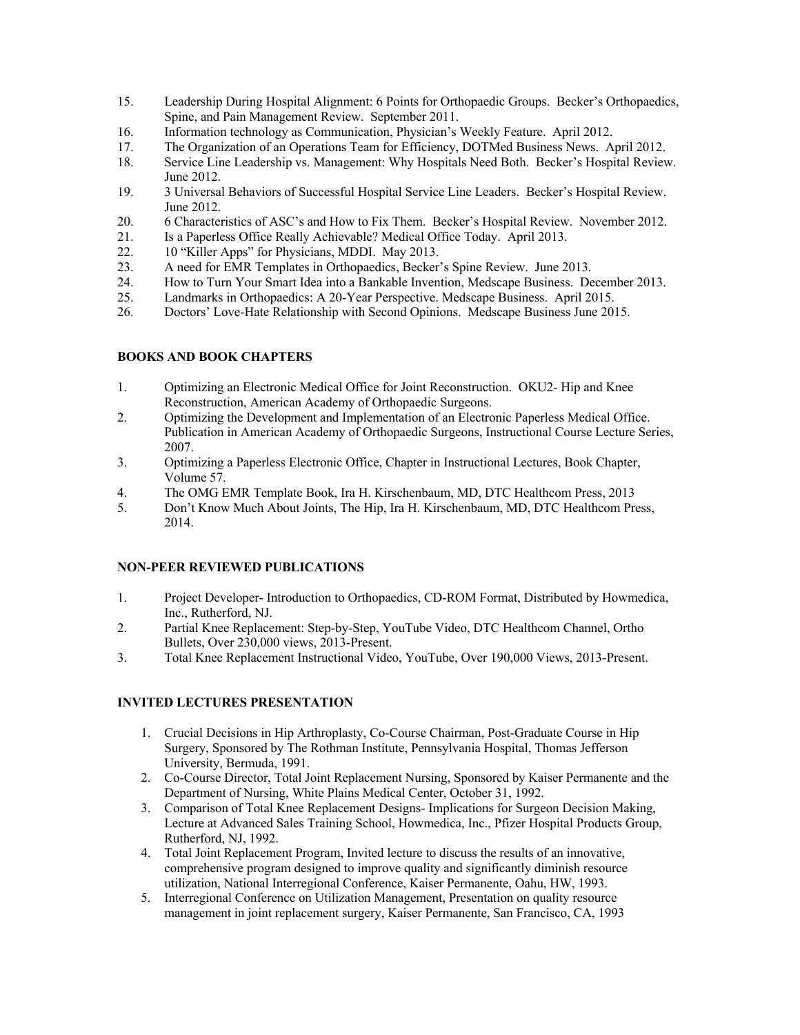15. Leadership During Hospital Alignment: 6 Points for Orthopaedic Groups. Becker's Orthopaedics, Spine, and Pain Management Review. September 2011.
16. Information technology as Communication, Physician's Weekly Feature. April 2012.
17. The Organization of an Operations Team for Efficiency, DOTMed Business News. April 2012.
18. Service Line Leadership vs. Management: Why Hospitals Need Both. Becker's Hospital Review. June 2012.
19. 3 Universal Behaviors of Successful Hospital Service Line Leaders. Becker's Hospital Review. June 2012.
20. 6 Characteristics of ASC's and How to Fix Them. Becker's Hospital Review. November 2012.
21. Is a Paperless Office Really Achievable? Medical Office Today. April 2013.
22. 10 "Killer Apps" for Physicians, MDDI. May 2013.
23. A need for EMR Templates in Orthopaedics, Becker's Spine Review. June 2013.
24. How to Turn Your Smart Idea into a Bankable Invention, Medscape Business. December 2013.
25. Landmarks in Orthopaedics: A 20-Year Perspective. Medscape Business. April 2015.
26. Doctors' Love-Hate Relationship with Second Opinions. Medscape Business June 2015.

**BOOKS AND BOOK CHAPTERS**

1. Optimizing an Electronic Medical Office for Joint Reconstruction. OKU2- Hip and Knee Reconstruction, American Academy of Orthopaedic Surgeons.
2. Optimizing the Development and Implementation of an Electronic Paperless Medical Office. Publication in American Academy of Orthopaedic Surgeons, Instructional Course Lecture Series, 2007.
3. Optimizing a Paperless Electronic Office, Chapter in Instructional Lectures, Book Chapter, Volume 57.
4. The OMG EMR Template Book, Ira H. Kirschenbaum, MD, DTC Healthcom Press, 2013
5. Don't Know Much About Joints, The Hip, Ira H. Kirschenbaum, MD, DTC Healthcom Press, 2014.

**NON-PEER REVIEWED PUBLICATIONS**

1. Project Developer- Introduction to Orthopaedics, CD-ROM Format, Distributed by Howmedica, Inc., Rutherford, NJ.
2. Partial Knee Replacement: Step-by-Step, YouTube Video, DTC Healthcom Channel, Ortho Bullets, Over 230,000 views, 2013-Present.
3. Total Knee Replacement Instructional Video, YouTube, Over 190,000 Views, 2013-Present.

**INVITED LECTURES PRESENTATION**

1. Crucial Decisions in Hip Arthroplasty, Co-Course Chairman, Post-Graduate Course in Hip Surgery, Sponsored by The Rothman Institute, Pennsylvania Hospital, Thomas Jefferson University, Bermuda, 1991.
2. Co-Course Director, Total Joint Replacement Nursing, Sponsored by Kaiser Permanente and the Department of Nursing, White Plains Medical Center, October 31, 1992.
3. Comparison of Total Knee Replacement Designs- Implications for Surgeon Decision Making, Lecture at Advanced Sales Training School, Howmedica, Inc., Pfizer Hospital Products Group, Rutherford, NJ, 1992.
4. Total Joint Replacement Program, Invited lecture to discuss the results of an innovative, comprehensive program designed to improve quality and significantly diminish resource utilization, National Interregional Conference, Kaiser Permanente, Oahu, HW, 1993.
5. Interregional Conference on Utilization Management, Presentation on quality resource management in joint replacement surgery, Kaiser Permanente, San Francisco, CA, 1993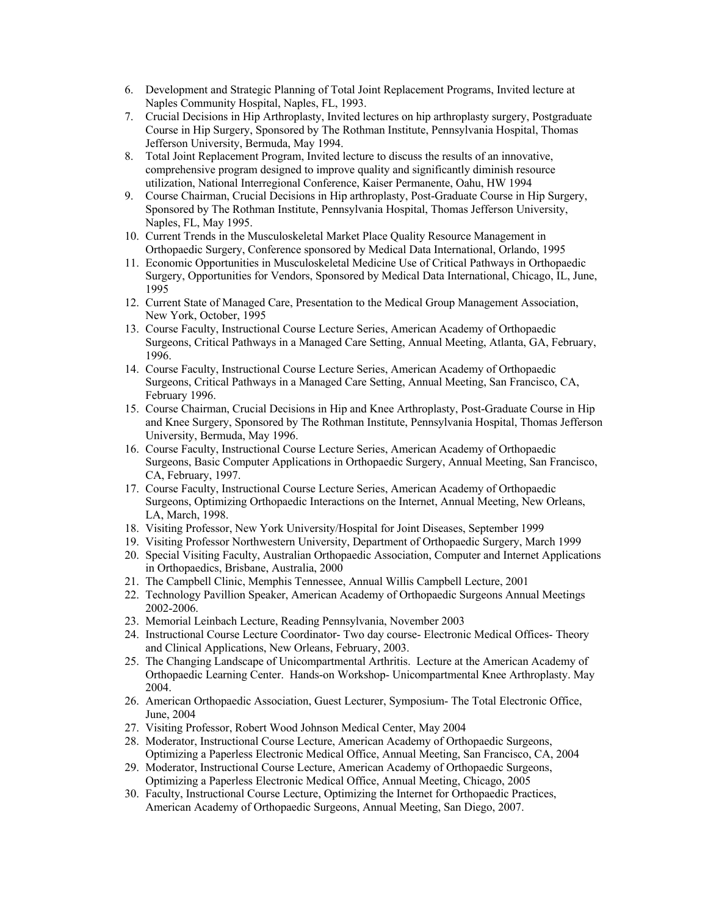6. Development and Strategic Planning of Total Joint Replacement Programs, Invited lecture at Naples Community Hospital, Naples, FL, 1993.
7. Crucial Decisions in Hip Arthroplasty, Invited lectures on hip arthroplasty surgery, Postgraduate Course in Hip Surgery, Sponsored by The Rothman Institute, Pennsylvania Hospital, Thomas Jefferson University, Bermuda, May 1994.
8. Total Joint Replacement Program, Invited lecture to discuss the results of an innovative, comprehensive program designed to improve quality and significantly diminish resource utilization, National Interregional Conference, Kaiser Permanente, Oahu, HW 1994
9. Course Chairman, Crucial Decisions in Hip arthroplasty, Post-Graduate Course in Hip Surgery, Sponsored by The Rothman Institute, Pennsylvania Hospital, Thomas Jefferson University, Naples, FL, May 1995.
10. Current Trends in the Musculoskeletal Market Place Quality Resource Management in Orthopaedic Surgery, Conference sponsored by Medical Data International, Orlando, 1995
11. Economic Opportunities in Musculoskeletal Medicine Use of Critical Pathways in Orthopaedic Surgery, Opportunities for Vendors, Sponsored by Medical Data International, Chicago, IL, June, 1995
12. Current State of Managed Care, Presentation to the Medical Group Management Association, New York, October, 1995
13. Course Faculty, Instructional Course Lecture Series, American Academy of Orthopaedic Surgeons, Critical Pathways in a Managed Care Setting, Annual Meeting, Atlanta, GA, February, 1996.
14. Course Faculty, Instructional Course Lecture Series, American Academy of Orthopaedic Surgeons, Critical Pathways in a Managed Care Setting, Annual Meeting, San Francisco, CA, February 1996.
15. Course Chairman, Crucial Decisions in Hip and Knee Arthroplasty, Post-Graduate Course in Hip and Knee Surgery, Sponsored by The Rothman Institute, Pennsylvania Hospital, Thomas Jefferson University, Bermuda, May 1996.
16. Course Faculty, Instructional Course Lecture Series, American Academy of Orthopaedic Surgeons, Basic Computer Applications in Orthopaedic Surgery, Annual Meeting, San Francisco, CA, February, 1997.
17. Course Faculty, Instructional Course Lecture Series, American Academy of Orthopaedic Surgeons, Optimizing Orthopaedic Interactions on the Internet, Annual Meeting, New Orleans, LA, March, 1998.
18. Visiting Professor, New York University/Hospital for Joint Diseases, September 1999
19. Visiting Professor Northwestern University, Department of Orthopaedic Surgery, March 1999
20. Special Visiting Faculty, Australian Orthopaedic Association, Computer and Internet Applications in Orthopaedics, Brisbane, Australia, 2000
21. The Campbell Clinic, Memphis Tennessee, Annual Willis Campbell Lecture, 2001
22. Technology Pavillion Speaker, American Academy of Orthopaedic Surgeons Annual Meetings 2002-2006.
23. Memorial Leinbach Lecture, Reading Pennsylvania, November 2003
24. Instructional Course Lecture Coordinator- Two day course- Electronic Medical Offices- Theory and Clinical Applications, New Orleans, February, 2003.
25. The Changing Landscape of Unicompartmental Arthritis. Lecture at the American Academy of Orthopaedic Learning Center. Hands-on Workshop- Unicompartmental Knee Arthroplasty. May 2004.
26. American Orthopaedic Association, Guest Lecturer, Symposium- The Total Electronic Office, June, 2004
27. Visiting Professor, Robert Wood Johnson Medical Center, May 2004
28. Moderator, Instructional Course Lecture, American Academy of Orthopaedic Surgeons, Optimizing a Paperless Electronic Medical Office, Annual Meeting, San Francisco, CA, 2004
29. Moderator, Instructional Course Lecture, American Academy of Orthopaedic Surgeons, Optimizing a Paperless Electronic Medical Office, Annual Meeting, Chicago, 2005
30. Faculty, Instructional Course Lecture, Optimizing the Internet for Orthopaedic Practices, American Academy of Orthopaedic Surgeons, Annual Meeting, San Diego, 2007.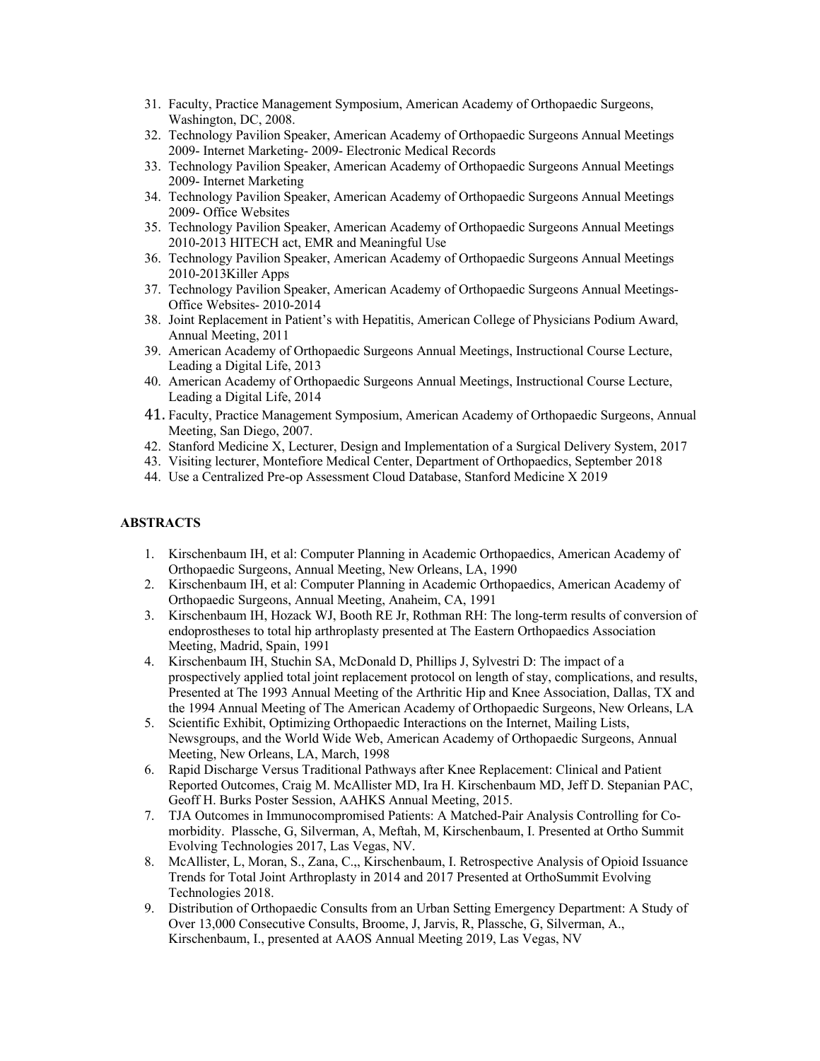31. Faculty, Practice Management Symposium, American Academy of Orthopaedic Surgeons, Washington, DC, 2008.
32. Technology Pavilion Speaker, American Academy of Orthopaedic Surgeons Annual Meetings 2009- Internet Marketing- 2009- Electronic Medical Records
33. Technology Pavilion Speaker, American Academy of Orthopaedic Surgeons Annual Meetings 2009- Internet Marketing
34. Technology Pavilion Speaker, American Academy of Orthopaedic Surgeons Annual Meetings 2009- Office Websites
35. Technology Pavilion Speaker, American Academy of Orthopaedic Surgeons Annual Meetings 2010-2013 HITECH act, EMR and Meaningful Use
36. Technology Pavilion Speaker, American Academy of Orthopaedic Surgeons Annual Meetings 2010-2013Killer Apps
37. Technology Pavilion Speaker, American Academy of Orthopaedic Surgeons Annual Meetings- Office Websites- 2010-2014
38. Joint Replacement in Patient's with Hepatitis, American College of Physicians Podium Award, Annual Meeting, 2011
39. American Academy of Orthopaedic Surgeons Annual Meetings, Instructional Course Lecture, Leading a Digital Life, 2013
40. American Academy of Orthopaedic Surgeons Annual Meetings, Instructional Course Lecture, Leading a Digital Life, 2014
41. Faculty, Practice Management Symposium, American Academy of Orthopaedic Surgeons, Annual Meeting, San Diego, 2007.
42. Stanford Medicine X, Lecturer, Design and Implementation of a Surgical Delivery System, 2017
43. Visiting lecturer, Montefiore Medical Center, Department of Orthopaedics, September 2018
44. Use a Centralized Pre-op Assessment Cloud Database, Stanford Medicine X 2019

## ABSTRACTS

1. Kirschenbaum IH, et al: Computer Planning in Academic Orthopaedics, American Academy of Orthopaedic Surgeons, Annual Meeting, New Orleans, LA, 1990
2. Kirschenbaum IH, et al: Computer Planning in Academic Orthopaedics, American Academy of Orthopaedic Surgeons, Annual Meeting, Anaheim, CA, 1991
3. Kirschenbaum IH, Hozack WJ, Booth RE Jr, Rothman RH: The long-term results of conversion of endoprostheses to total hip arthroplasty presented at The Eastern Orthopaedics Association Meeting, Madrid, Spain, 1991
4. Kirschenbaum IH, Stuchin SA, McDonald D, Phillips J, Sylvestri D: The impact of a prospectively applied total joint replacement protocol on length of stay, complications, and results, Presented at The 1993 Annual Meeting of the Arthritic Hip and Knee Association, Dallas, TX and the 1994 Annual Meeting of The American Academy of Orthopaedic Surgeons, New Orleans, LA
5. Scientific Exhibit, Optimizing Orthopaedic Interactions on the Internet, Mailing Lists, Newsgroups, and the World Wide Web, American Academy of Orthopaedic Surgeons, Annual Meeting, New Orleans, LA, March, 1998
6. Rapid Discharge Versus Traditional Pathways after Knee Replacement: Clinical and Patient Reported Outcomes, Craig M. McAllister MD, Ira H. Kirschenbaum MD, Jeff D. Stepanian PAC, Geoff H. Burks Poster Session, AAHKS Annual Meeting, 2015.
7. TJA Outcomes in Immunocompromised Patients: A Matched-Pair Analysis Controlling for Co-morbidity. Plassche, G, Silverman, A, Meftah, M, Kirschenbaum, I. Presented at Ortho Summit Evolving Technologies 2017, Las Vegas, NV.
8. McAllister, L, Moran, S., Zana, C.,, Kirschenbaum, I. Retrospective Analysis of Opioid Issuance Trends for Total Joint Arthroplasty in 2014 and 2017 Presented at OrthoSummit Evolving Technologies 2018.
9. Distribution of Orthopaedic Consults from an Urban Setting Emergency Department: A Study of Over 13,000 Consecutive Consults, Broome, J, Jarvis, R, Plassche, G, Silverman, A., Kirschenbaum, I., presented at AAOS Annual Meeting 2019, Las Vegas, NV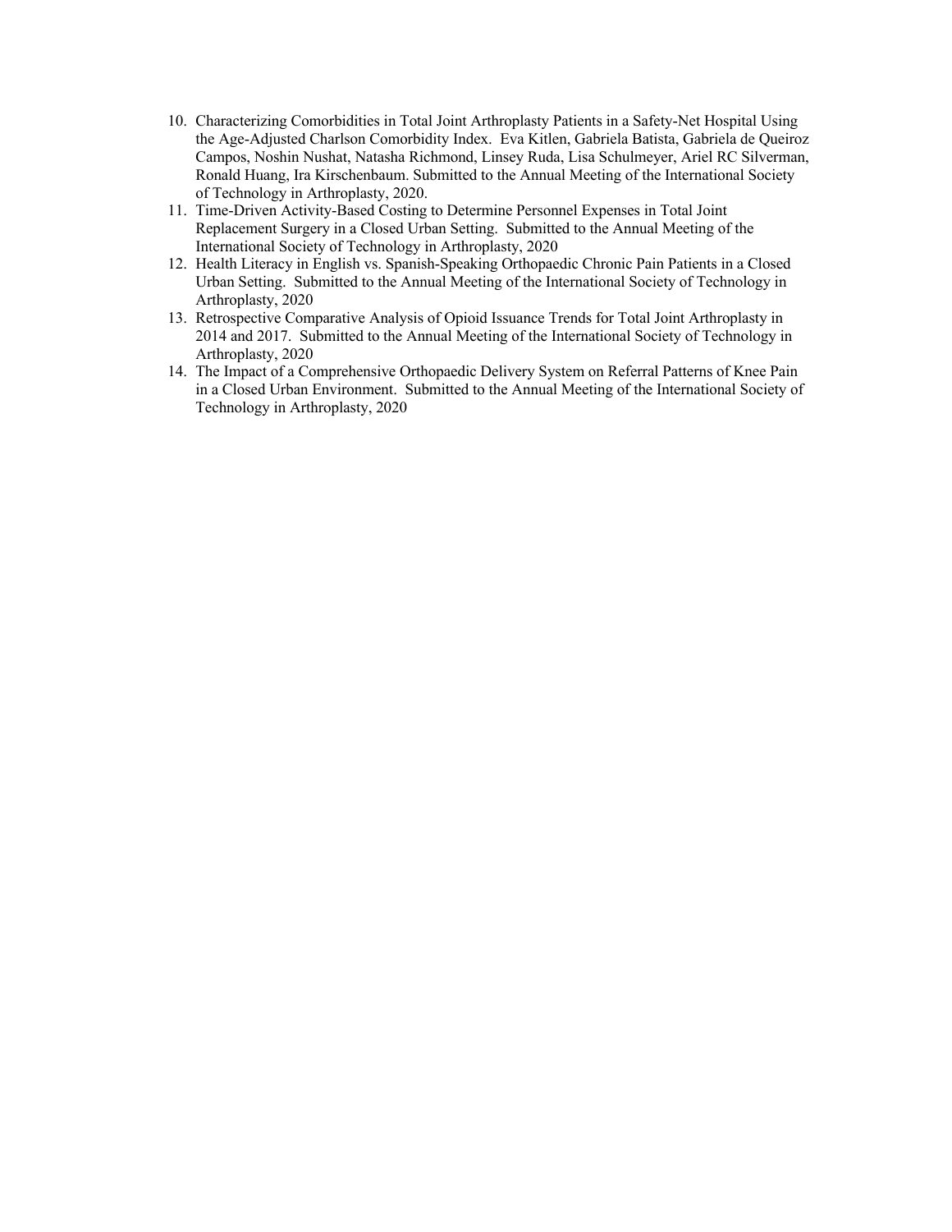10. Characterizing Comorbidities in Total Joint Arthroplasty Patients in a Safety-Net Hospital Using the Age-Adjusted Charlson Comorbidity Index. Eva Kitlen, Gabriela Batista, Gabriela de Queiroz Campos, Noshin Nushat, Natasha Richmond, Linsey Ruda, Lisa Schulmeyer, Ariel RC Silverman, Ronald Huang, Ira Kirschenbaum. Submitted to the Annual Meeting of the International Society of Technology in Arthroplasty, 2020.
11. Time-Driven Activity-Based Costing to Determine Personnel Expenses in Total Joint Replacement Surgery in a Closed Urban Setting. Submitted to the Annual Meeting of the International Society of Technology in Arthroplasty, 2020
12. Health Literacy in English vs. Spanish-Speaking Orthopaedic Chronic Pain Patients in a Closed Urban Setting. Submitted to the Annual Meeting of the International Society of Technology in Arthroplasty, 2020
13. Retrospective Comparative Analysis of Opioid Issuance Trends for Total Joint Arthroplasty in 2014 and 2017. Submitted to the Annual Meeting of the International Society of Technology in Arthroplasty, 2020
14. The Impact of a Comprehensive Orthopaedic Delivery System on Referral Patterns of Knee Pain in a Closed Urban Environment. Submitted to the Annual Meeting of the International Society of Technology in Arthroplasty, 2020